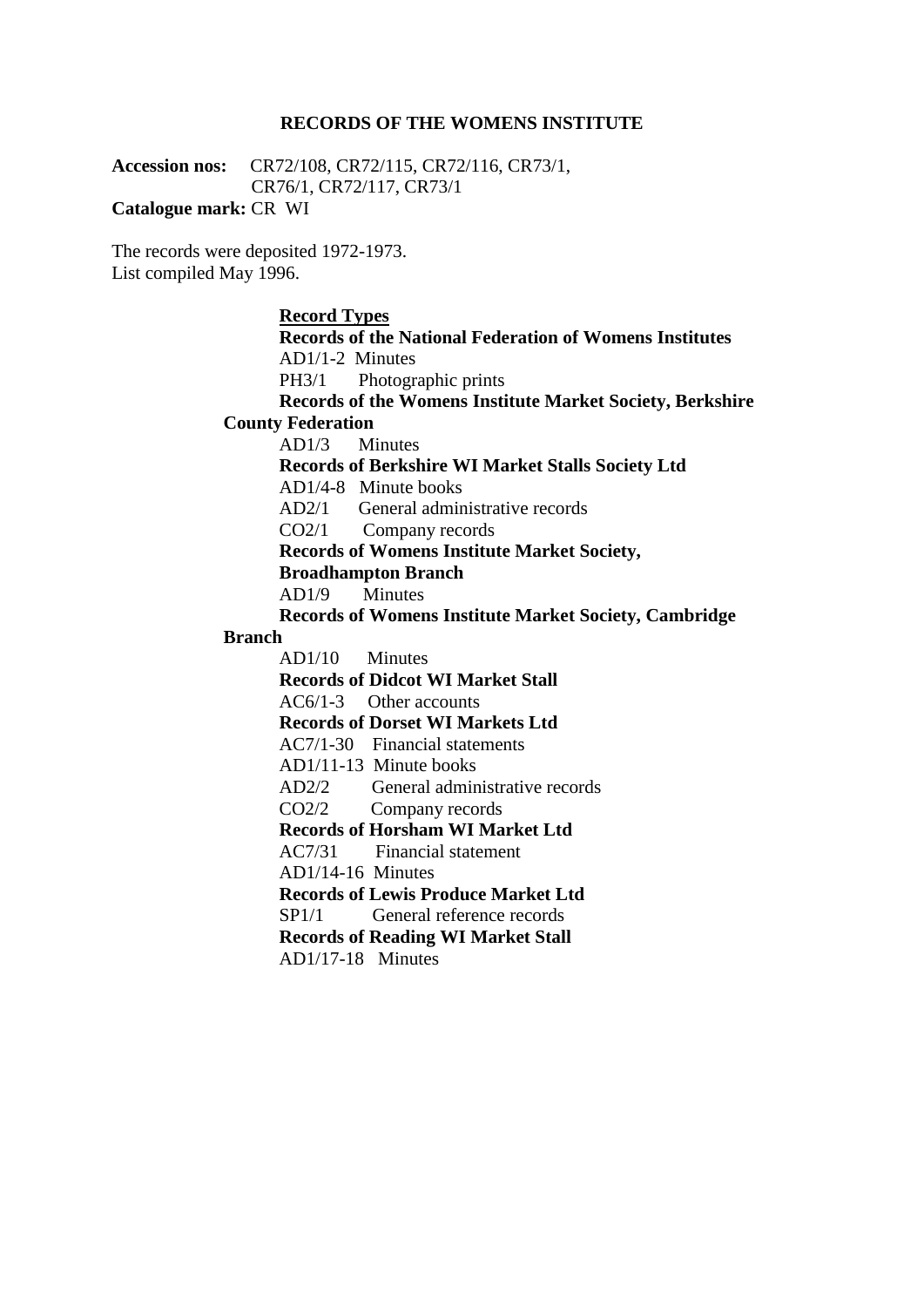# RECORDS OF THE WOMENS INSTITUTE

**Accession nos:** CR72/108, CR72/115, CR72/116, CR73/1, CR76/1, CR72/117, CR73/1

**Catalogue mark:** CR WI

The records were deposited 1972-1973.
List compiled May 1996.

## Record Types

**Records of the National Federation of Womens Institutes**

AD1/1-2 Minutes
PH3/1 Photographic prints

**Records of the Womens Institute Market Society, Berkshire County Federation**

AD1/3 Minutes

**Records of Berkshire WI Market Stalls Society Ltd**

AD1/4-8 Minute books
AD2/1 General administrative records
CO2/1 Company records

**Records of Womens Institute Market Society, Broadhampton Branch**

AD1/9 Minutes

**Records of Womens Institute Market Society, Cambridge Branch**

AD1/10 Minutes

**Records of Didcot WI Market Stall**

AC6/1-3 Other accounts

**Records of Dorset WI Markets Ltd**

AC7/1-30 Financial statements
AD1/11-13 Minute books
AD2/2 General administrative records
CO2/2 Company records

**Records of Horsham WI Market Ltd**

AC7/31 Financial statement
AD1/14-16 Minutes

**Records of Lewis Produce Market Ltd**

SP1/1 General reference records

**Records of Reading WI Market Stall**

AD1/17-18 Minutes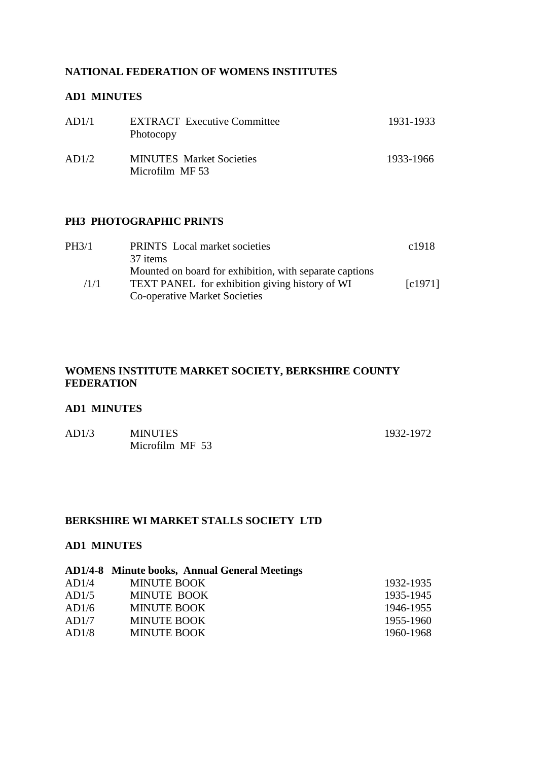## NATIONAL FEDERATION OF WOMENS INSTITUTES

### AD1 MINUTES

| | | |
|---|---|---|
| AD1/1 | EXTRACT Executive Committee<br>Photocopy | 1931-1933 |
| AD1/2 | MINUTES Market Societies<br>Microfilm MF 53 | 1933-1966 |

### PH3 PHOTOGRAPHIC PRINTS

| | | |
|---|---|---|
| PH3/1 | PRINTS Local market societies<br>37 items<br>Mounted on board for exhibition, with separate captions | c1918 |
| /1/1 | TEXT PANEL for exhibition giving history of WI Co-operative Market Societies | [c1971] |

## WOMENS INSTITUTE MARKET SOCIETY, BERKSHIRE COUNTY FEDERATION

### AD1 MINUTES

| | | |
|---|---|---|
| AD1/3 | MINUTES<br>Microfilm MF 53 | 1932-1972 |

## BERKSHIRE WI MARKET STALLS SOCIETY LTD

### AD1 MINUTES

**AD1/4-8 Minute books, Annual General Meetings**

| | | |
|---|---|---|
| AD1/4 | MINUTE BOOK | 1932-1935 |
| AD1/5 | MINUTE BOOK | 1935-1945 |
| AD1/6 | MINUTE BOOK | 1946-1955 |
| AD1/7 | MINUTE BOOK | 1955-1960 |
| AD1/8 | MINUTE BOOK | 1960-1968 |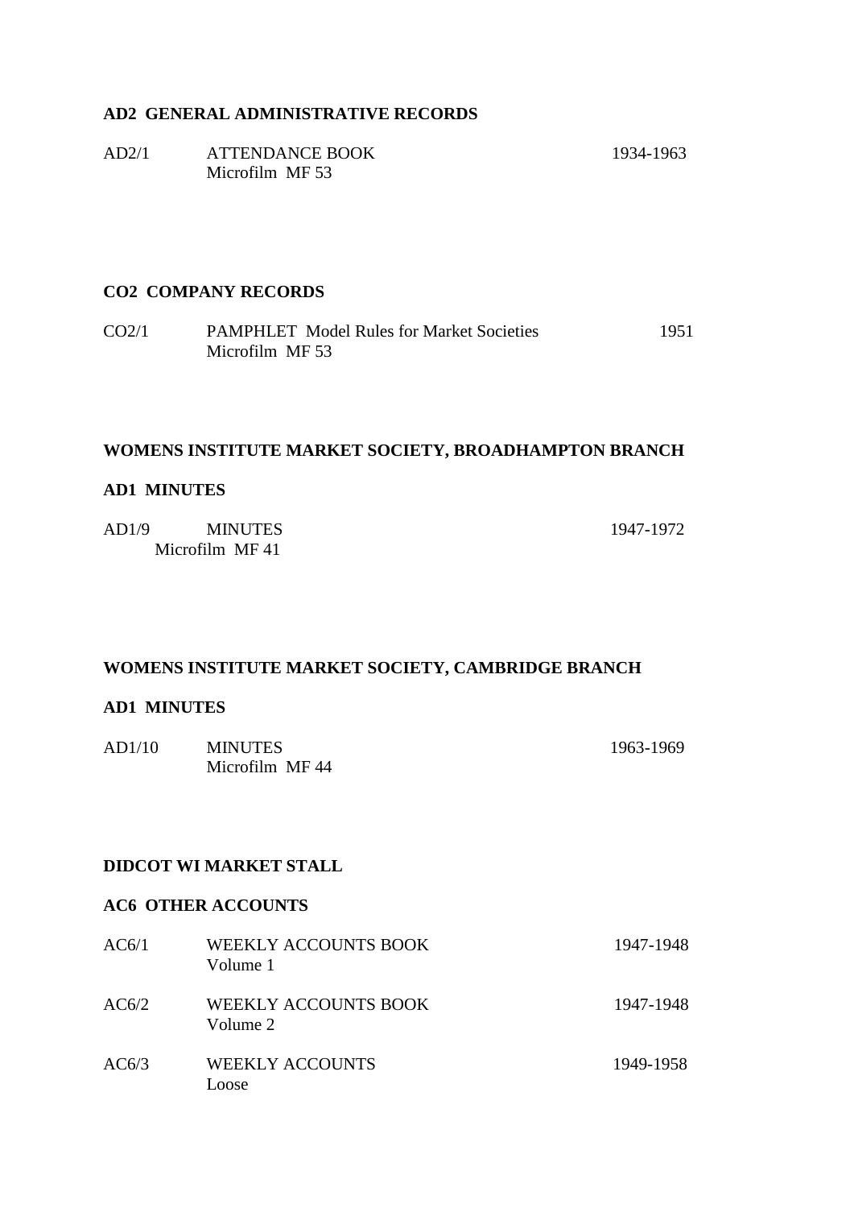**AD2 GENERAL ADMINISTRATIVE RECORDS**

| | | |
|---|---|---|
| AD2/1 | ATTENDANCE BOOK<br>Microfilm MF 53 | 1934-1963 |

**CO2 COMPANY RECORDS**

| | | |
|---|---|---|
| CO2/1 | PAMPHLET Model Rules for Market Societies<br>Microfilm MF 53 | 1951 |

**WOMENS INSTITUTE MARKET SOCIETY, BROADHAMPTON BRANCH**

**AD1 MINUTES**

| | | |
|---|---|---|
| AD1/9 | MINUTES<br>Microfilm MF 41 | 1947-1972 |

**WOMENS INSTITUTE MARKET SOCIETY, CAMBRIDGE BRANCH**

**AD1 MINUTES**

| | | |
|---|---|---|
| AD1/10 | MINUTES<br>Microfilm MF 44 | 1963-1969 |

**DIDCOT WI MARKET STALL**

**AC6 OTHER ACCOUNTS**

| | | |
|---|---|---|
| AC6/1 | WEEKLY ACCOUNTS BOOK<br>Volume 1 | 1947-1948 |
| AC6/2 | WEEKLY ACCOUNTS BOOK<br>Volume 2 | 1947-1948 |
| AC6/3 | WEEKLY ACCOUNTS<br>Loose | 1949-1958 |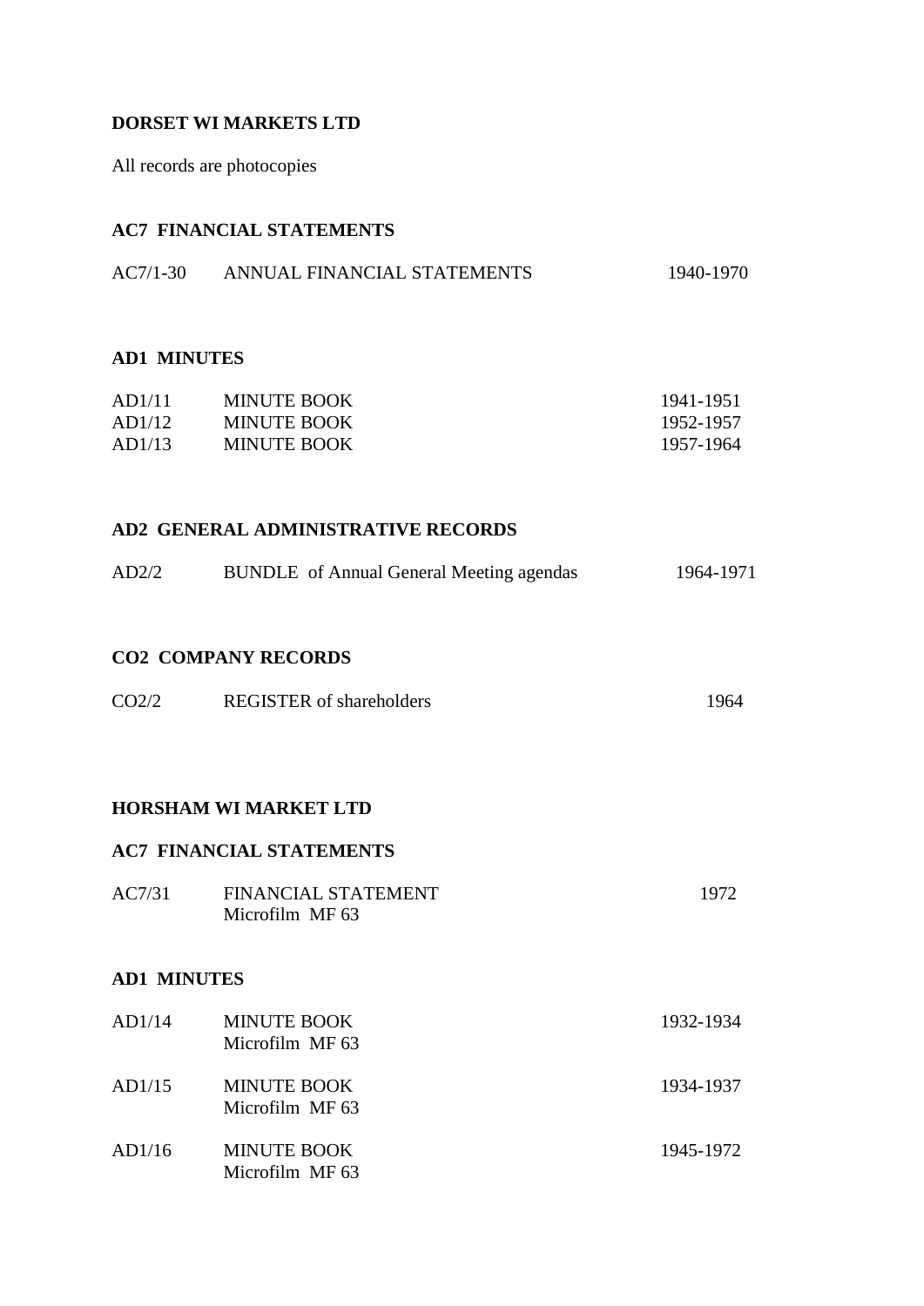**DORSET WI MARKETS LTD**

All records are photocopies

**AC7 FINANCIAL STATEMENTS**

| | | |
|---|---|---|
| AC7/1-30 | ANNUAL FINANCIAL STATEMENTS | 1940-1970 |

**AD1 MINUTES**

| | | |
|---|---|---|
| AD1/11 | MINUTE BOOK | 1941-1951 |
| AD1/12 | MINUTE BOOK | 1952-1957 |
| AD1/13 | MINUTE BOOK | 1957-1964 |

**AD2 GENERAL ADMINISTRATIVE RECORDS**

| | | |
|---|---|---|
| AD2/2 | BUNDLE of Annual General Meeting agendas | 1964-1971 |

**CO2 COMPANY RECORDS**

| | | |
|---|---|---|
| CO2/2 | REGISTER of shareholders | 1964 |

**HORSHAM WI MARKET LTD**

**AC7 FINANCIAL STATEMENTS**

| | | |
|---|---|---|
| AC7/31 | FINANCIAL STATEMENT<br>Microfilm MF 63 | 1972 |

**AD1 MINUTES**

| | | |
|---|---|---|
| AD1/14 | MINUTE BOOK<br>Microfilm MF 63 | 1932-1934 |
| AD1/15 | MINUTE BOOK<br>Microfilm MF 63 | 1934-1937 |
| AD1/16 | MINUTE BOOK<br>Microfilm MF 63 | 1945-1972 |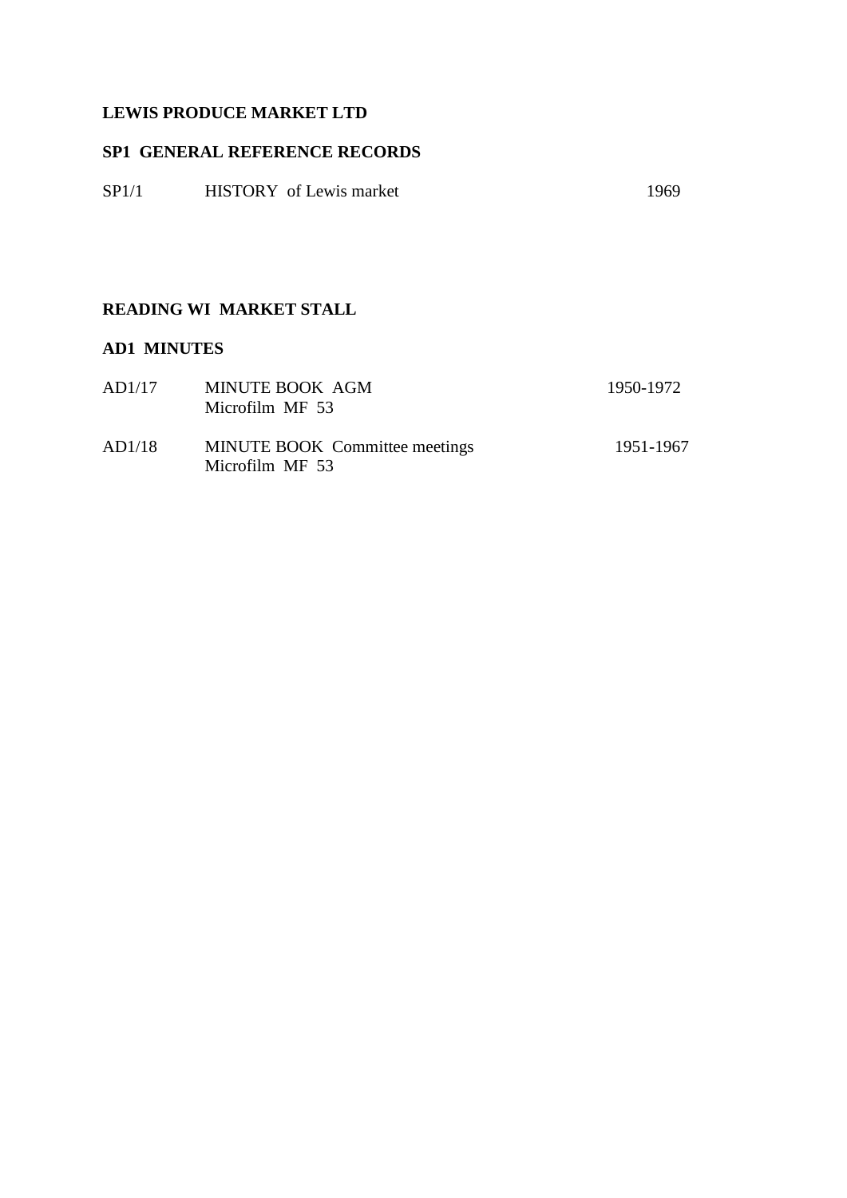**LEWIS PRODUCE MARKET LTD**

**SP1 GENERAL REFERENCE RECORDS**

| | | |
|---|---|---|
| SP1/1 | HISTORY of Lewis market | 1969 |

**READING WI MARKET STALL**

**AD1 MINUTES**

| | | |
|---|---|---|
| AD1/17 | MINUTE BOOK AGM<br>Microfilm MF 53 | 1950-1972 |
| AD1/18 | MINUTE BOOK Committee meetings<br>Microfilm MF 53 | 1951-1967 |